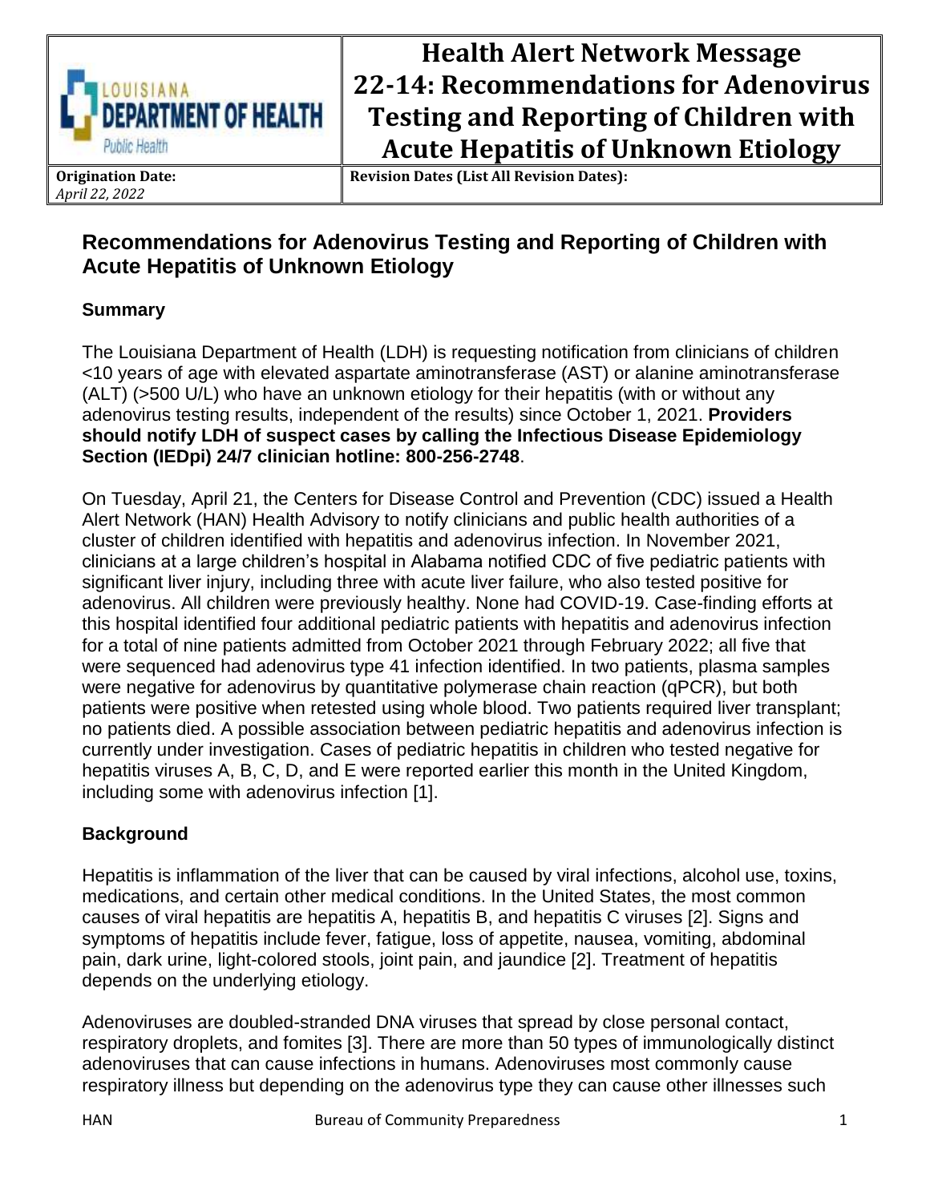| Louisiana Department of Health Public Health | **Health Alert Network Message 22-14: Recommendations for Adenovirus Testing and Reporting of Children with Acute Hepatitis of Unknown Etiology** |
| --- | --- |
| **Origination Date:** *April 22, 2022* | **Revision Dates (List All Revision Dates):** |

# Recommendations for Adenovirus Testing and Reporting of Children with Acute Hepatitis of Unknown Etiology

## Summary

The Louisiana Department of Health (LDH) is requesting notification from clinicians of children <10 years of age with elevated aspartate aminotransferase (AST) or alanine aminotransferase (ALT) (>500 U/L) who have an unknown etiology for their hepatitis (with or without any adenovirus testing results, independent of the results) since October 1, 2021. **Providers should notify LDH of suspect cases by calling the Infectious Disease Epidemiology Section (IEDpi) 24/7 clinician hotline: 800-256-2748**.

On Tuesday, April 21, the Centers for Disease Control and Prevention (CDC) issued a Health Alert Network (HAN) Health Advisory to notify clinicians and public health authorities of a cluster of children identified with hepatitis and adenovirus infection. In November 2021, clinicians at a large children's hospital in Alabama notified CDC of five pediatric patients with significant liver injury, including three with acute liver failure, who also tested positive for adenovirus. All children were previously healthy. None had COVID-19. Case-finding efforts at this hospital identified four additional pediatric patients with hepatitis and adenovirus infection for a total of nine patients admitted from October 2021 through February 2022; all five that were sequenced had adenovirus type 41 infection identified. In two patients, plasma samples were negative for adenovirus by quantitative polymerase chain reaction (qPCR), but both patients were positive when retested using whole blood. Two patients required liver transplant; no patients died. A possible association between pediatric hepatitis and adenovirus infection is currently under investigation. Cases of pediatric hepatitis in children who tested negative for hepatitis viruses A, B, C, D, and E were reported earlier this month in the United Kingdom, including some with adenovirus infection [1].

## Background

Hepatitis is inflammation of the liver that can be caused by viral infections, alcohol use, toxins, medications, and certain other medical conditions. In the United States, the most common causes of viral hepatitis are hepatitis A, hepatitis B, and hepatitis C viruses [2]. Signs and symptoms of hepatitis include fever, fatigue, loss of appetite, nausea, vomiting, abdominal pain, dark urine, light-colored stools, joint pain, and jaundice [2]. Treatment of hepatitis depends on the underlying etiology.

Adenoviruses are doubled-stranded DNA viruses that spread by close personal contact, respiratory droplets, and fomites [3]. There are more than 50 types of immunologically distinct adenoviruses that can cause infections in humans. Adenoviruses most commonly cause respiratory illness but depending on the adenovirus type they can cause other illnesses such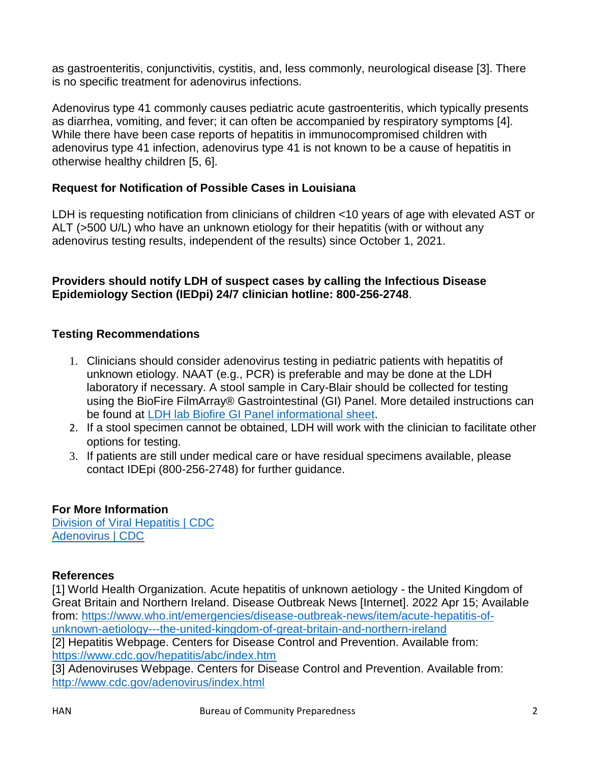as gastroenteritis, conjunctivitis, cystitis, and, less commonly, neurological disease [3]. There is no specific treatment for adenovirus infections.

Adenovirus type 41 commonly causes pediatric acute gastroenteritis, which typically presents as diarrhea, vomiting, and fever; it can often be accompanied by respiratory symptoms [4]. While there have been case reports of hepatitis in immunocompromised children with adenovirus type 41 infection, adenovirus type 41 is not known to be a cause of hepatitis in otherwise healthy children [5, 6].

## Request for Notification of Possible Cases in Louisiana

LDH is requesting notification from clinicians of children <10 years of age with elevated AST or ALT (>500 U/L) who have an unknown etiology for their hepatitis (with or without any adenovirus testing results, independent of the results) since October 1, 2021.

**Providers should notify LDH of suspect cases by calling the Infectious Disease Epidemiology Section (IEDpi) 24/7 clinician hotline: 800-256-2748**.

## Testing Recommendations

1. Clinicians should consider adenovirus testing in pediatric patients with hepatitis of unknown etiology. NAAT (e.g., PCR) is preferable and may be done at the LDH laboratory if necessary. A stool sample in Cary-Blair should be collected for testing using the BioFire FilmArray® Gastrointestinal (GI) Panel. More detailed instructions can be found at [LDH lab Biofire GI Panel informational sheet](#).
2. If a stool specimen cannot be obtained, LDH will work with the clinician to facilitate other options for testing.
3. If patients are still under medical care or have residual specimens available, please contact IDEpi (800-256-2748) for further guidance.

## For More Information

[Division of Viral Hepatitis | CDC](#)
[Adenovirus | CDC](#)

## References

[1] World Health Organization. Acute hepatitis of unknown aetiology - the United Kingdom of Great Britain and Northern Ireland. Disease Outbreak News [Internet]. 2022 Apr 15; Available from: https://www.who.int/emergencies/disease-outbreak-news/item/acute-hepatitis-of-unknown-aetiology---the-united-kingdom-of-great-britain-and-northern-ireland

[2] Hepatitis Webpage. Centers for Disease Control and Prevention. Available from: https://www.cdc.gov/hepatitis/abc/index.htm

[3] Adenoviruses Webpage. Centers for Disease Control and Prevention. Available from: http://www.cdc.gov/adenovirus/index.html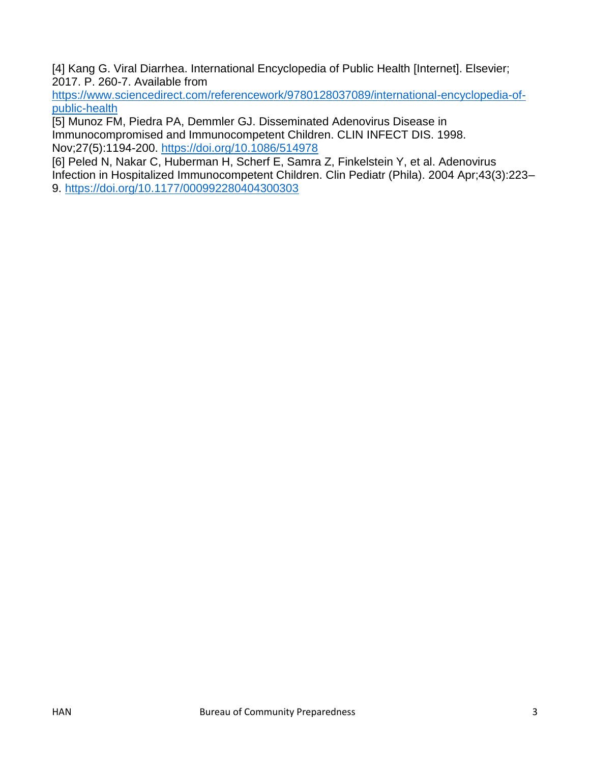[4] Kang G. Viral Diarrhea. International Encyclopedia of Public Health [Internet]. Elsevier; 2017. P. 260-7. Available from https://www.sciencedirect.com/referencework/9780128037089/international-encyclopedia-of-public-health

[5] Munoz FM, Piedra PA, Demmler GJ. Disseminated Adenovirus Disease in Immunocompromised and Immunocompetent Children. CLIN INFECT DIS. 1998. Nov;27(5):1194-200. https://doi.org/10.1086/514978

[6] Peled N, Nakar C, Huberman H, Scherf E, Samra Z, Finkelstein Y, et al. Adenovirus Infection in Hospitalized Immunocompetent Children. Clin Pediatr (Phila). 2004 Apr;43(3):223–9. https://doi.org/10.1177/000992280404300303